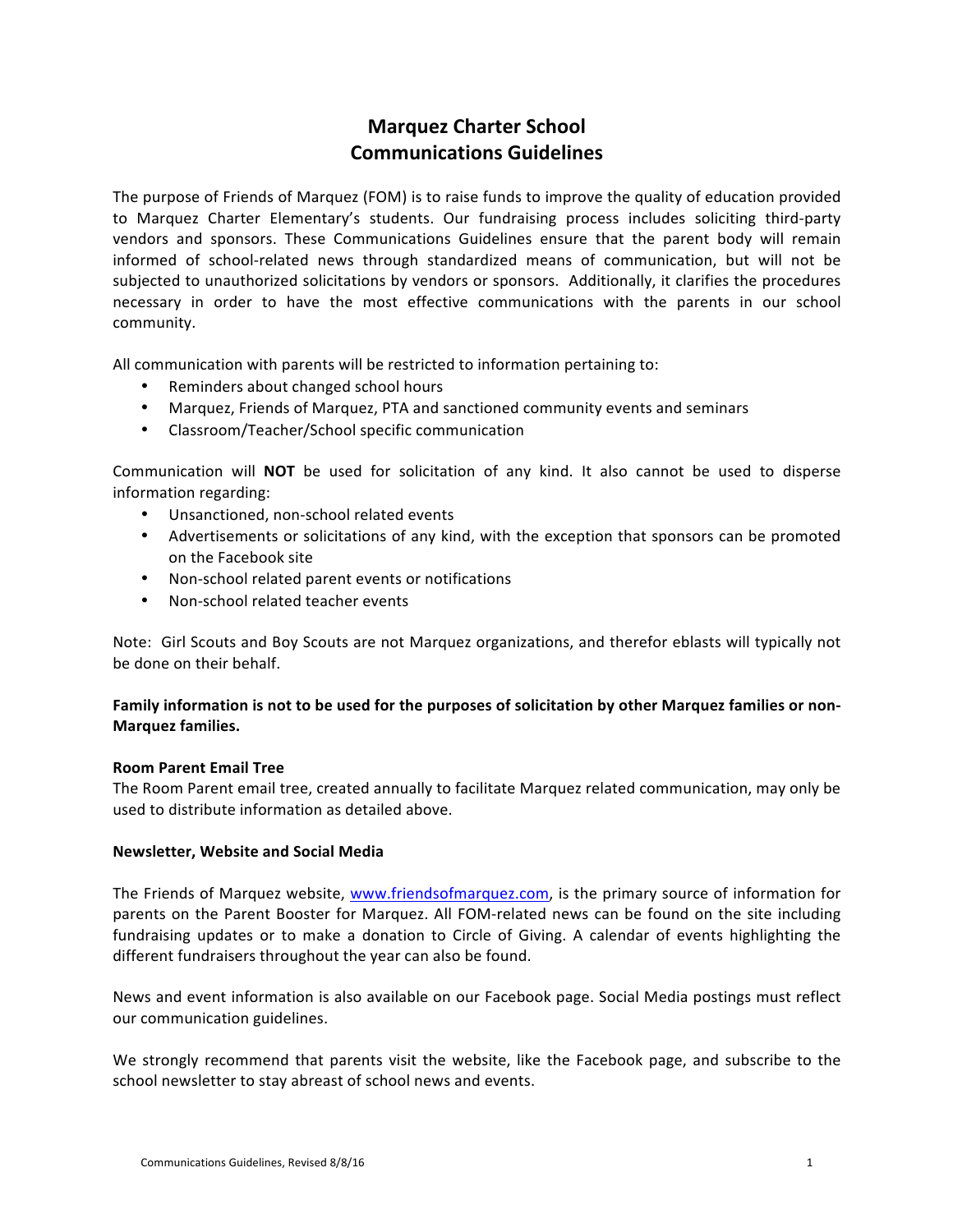# Marquez Charter School
# Communications Guidelines

The purpose of Friends of Marquez (FOM) is to raise funds to improve the quality of education provided to Marquez Charter Elementary's students. Our fundraising process includes soliciting third-party vendors and sponsors. These Communications Guidelines ensure that the parent body will remain informed of school-related news through standardized means of communication, but will not be subjected to unauthorized solicitations by vendors or sponsors. Additionally, it clarifies the procedures necessary in order to have the most effective communications with the parents in our school community.

All communication with parents will be restricted to information pertaining to:

- Reminders about changed school hours
- Marquez, Friends of Marquez, PTA and sanctioned community events and seminars
- Classroom/Teacher/School specific communication

Communication will **NOT** be used for solicitation of any kind. It also cannot be used to disperse information regarding:

- Unsanctioned, non-school related events
- Advertisements or solicitations of any kind, with the exception that sponsors can be promoted on the Facebook site
- Non-school related parent events or notifications
- Non-school related teacher events

Note: Girl Scouts and Boy Scouts are not Marquez organizations, and therefor eblasts will typically not be done on their behalf.

**Family information is not to be used for the purposes of solicitation by other Marquez families or non-Marquez families.**

**Room Parent Email Tree**

The Room Parent email tree, created annually to facilitate Marquez related communication, may only be used to distribute information as detailed above.

**Newsletter, Website and Social Media**

The Friends of Marquez website, www.friendsofmarquez.com, is the primary source of information for parents on the Parent Booster for Marquez. All FOM-related news can be found on the site including fundraising updates or to make a donation to Circle of Giving. A calendar of events highlighting the different fundraisers throughout the year can also be found.

News and event information is also available on our Facebook page. Social Media postings must reflect our communication guidelines.

We strongly recommend that parents visit the website, like the Facebook page, and subscribe to the school newsletter to stay abreast of school news and events.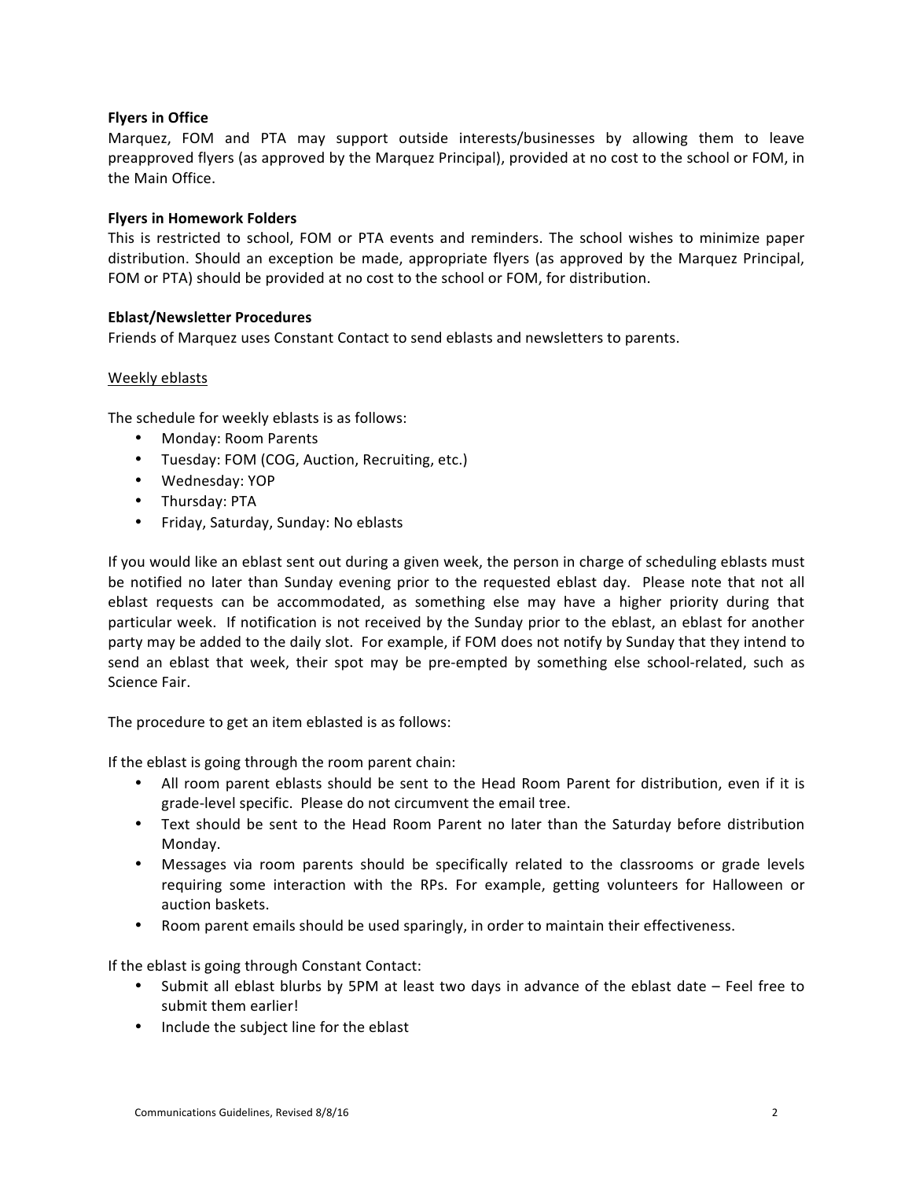**Flyers in Office**

Marquez, FOM and PTA may support outside interests/businesses by allowing them to leave preapproved flyers (as approved by the Marquez Principal), provided at no cost to the school or FOM, in the Main Office.

**Flyers in Homework Folders**

This is restricted to school, FOM or PTA events and reminders. The school wishes to minimize paper distribution. Should an exception be made, appropriate flyers (as approved by the Marquez Principal, FOM or PTA) should be provided at no cost to the school or FOM, for distribution.

**Eblast/Newsletter Procedures**

Friends of Marquez uses Constant Contact to send eblasts and newsletters to parents.

<u>Weekly eblasts</u>

The schedule for weekly eblasts is as follows:

- Monday: Room Parents
- Tuesday: FOM (COG, Auction, Recruiting, etc.)
- Wednesday: YOP
- Thursday: PTA
- Friday, Saturday, Sunday: No eblasts

If you would like an eblast sent out during a given week, the person in charge of scheduling eblasts must be notified no later than Sunday evening prior to the requested eblast day. Please note that not all eblast requests can be accommodated, as something else may have a higher priority during that particular week. If notification is not received by the Sunday prior to the eblast, an eblast for another party may be added to the daily slot. For example, if FOM does not notify by Sunday that they intend to send an eblast that week, their spot may be pre-empted by something else school-related, such as Science Fair.

The procedure to get an item eblasted is as follows:

If the eblast is going through the room parent chain:

- All room parent eblasts should be sent to the Head Room Parent for distribution, even if it is grade-level specific. Please do not circumvent the email tree.
- Text should be sent to the Head Room Parent no later than the Saturday before distribution Monday.
- Messages via room parents should be specifically related to the classrooms or grade levels requiring some interaction with the RPs. For example, getting volunteers for Halloween or auction baskets.
- Room parent emails should be used sparingly, in order to maintain their effectiveness.

If the eblast is going through Constant Contact:

- Submit all eblast blurbs by 5PM at least two days in advance of the eblast date – Feel free to submit them earlier!
- Include the subject line for the eblast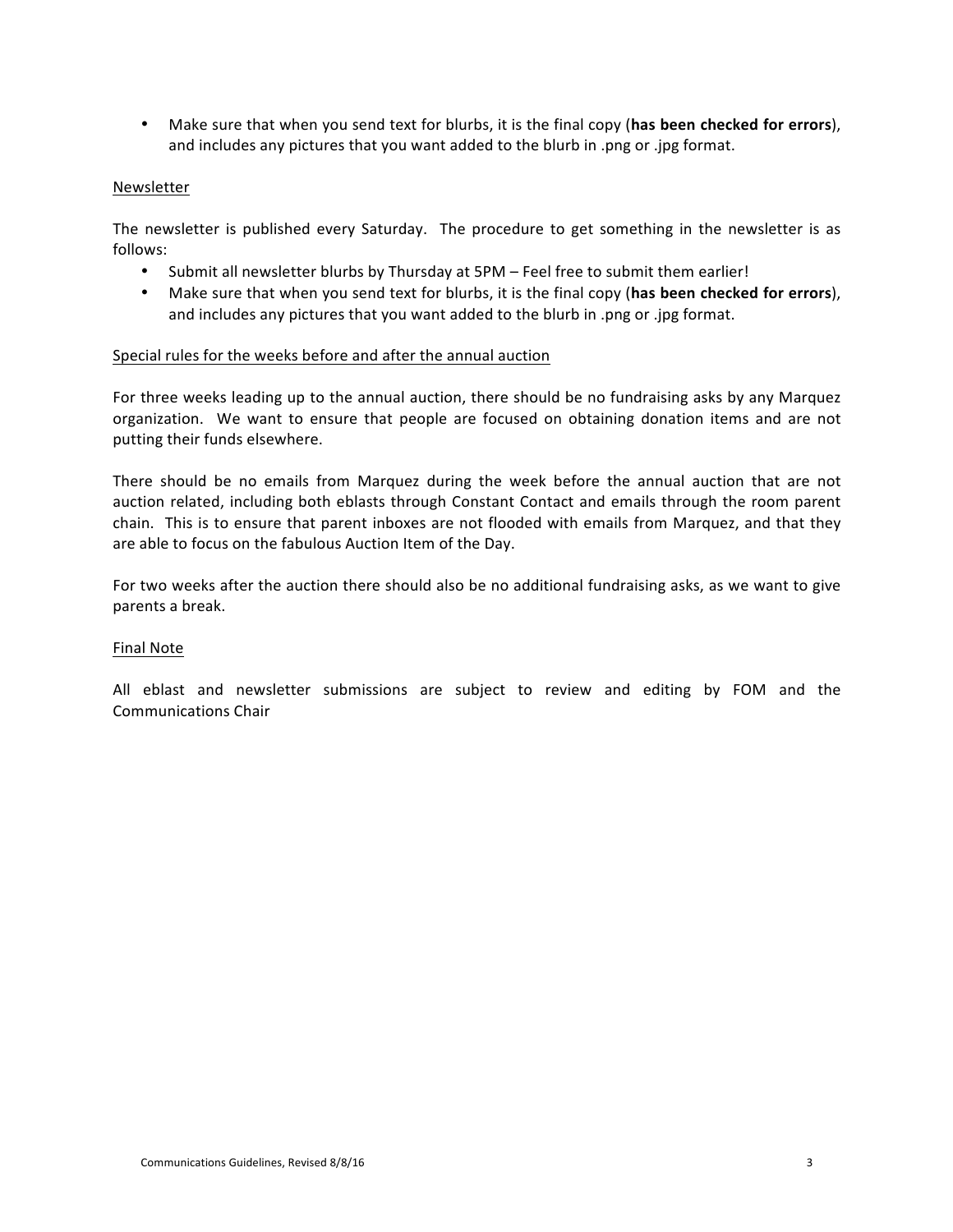- Make sure that when you send text for blurbs, it is the final copy (**has been checked for errors**), and includes any pictures that you want added to the blurb in .png or .jpg format.

## Newsletter

The newsletter is published every Saturday. The procedure to get something in the newsletter is as follows:

- Submit all newsletter blurbs by Thursday at 5PM – Feel free to submit them earlier!
- Make sure that when you send text for blurbs, it is the final copy (**has been checked for errors**), and includes any pictures that you want added to the blurb in .png or .jpg format.

## Special rules for the weeks before and after the annual auction

For three weeks leading up to the annual auction, there should be no fundraising asks by any Marquez organization. We want to ensure that people are focused on obtaining donation items and are not putting their funds elsewhere.

There should be no emails from Marquez during the week before the annual auction that are not auction related, including both eblasts through Constant Contact and emails through the room parent chain. This is to ensure that parent inboxes are not flooded with emails from Marquez, and that they are able to focus on the fabulous Auction Item of the Day.

For two weeks after the auction there should also be no additional fundraising asks, as we want to give parents a break.

## Final Note

All eblast and newsletter submissions are subject to review and editing by FOM and the Communications Chair